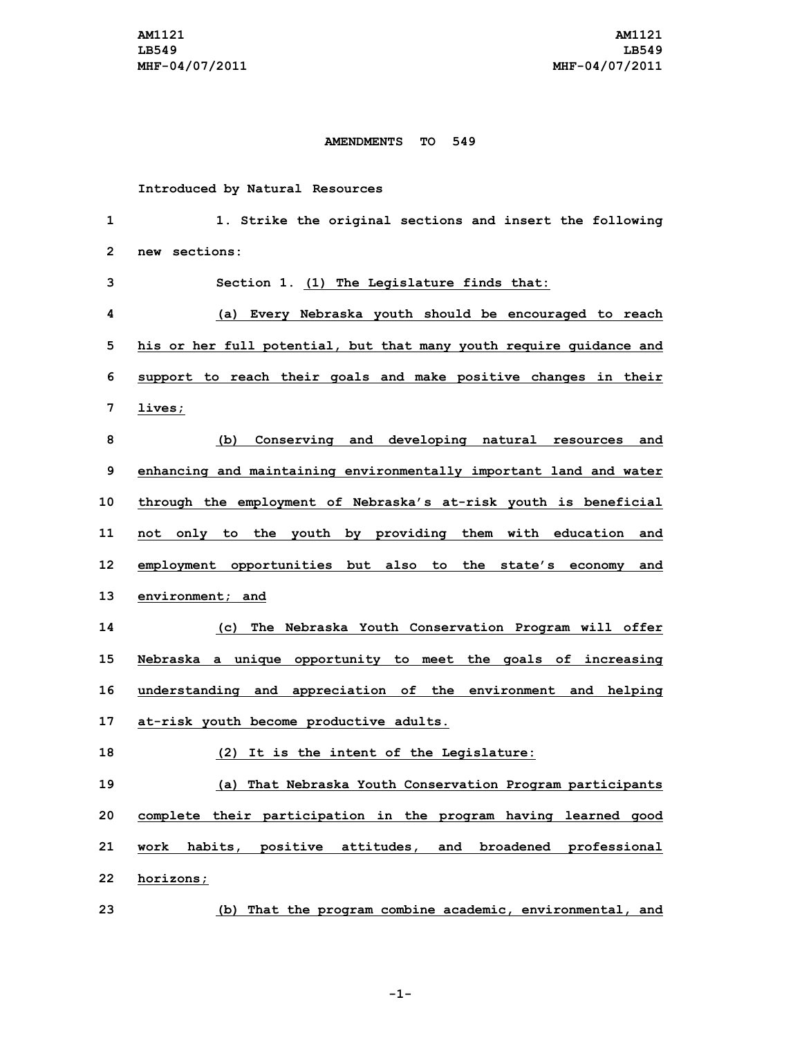AM1121
LB549
MHF-04/07/2011

## AMENDMENTS TO 549

Introduced by Natural Resources

1. Strike the original sections and insert the following new sections:

Section 1. (1) The Legislature finds that:

(a) Every Nebraska youth should be encouraged to reach his or her full potential, but that many youth require guidance and support to reach their goals and make positive changes in their lives;

(b) Conserving and developing natural resources and enhancing and maintaining environmentally important land and water through the employment of Nebraska's at-risk youth is beneficial not only to the youth by providing them with education and employment opportunities but also to the state's economy and environment; and

(c) The Nebraska Youth Conservation Program will offer Nebraska a unique opportunity to meet the goals of increasing understanding and appreciation of the environment and helping at-risk youth become productive adults.

(2) It is the intent of the Legislature:

(a) That Nebraska Youth Conservation Program participants complete their participation in the program having learned good work habits, positive attitudes, and broadened professional horizons;

(b) That the program combine academic, environmental, and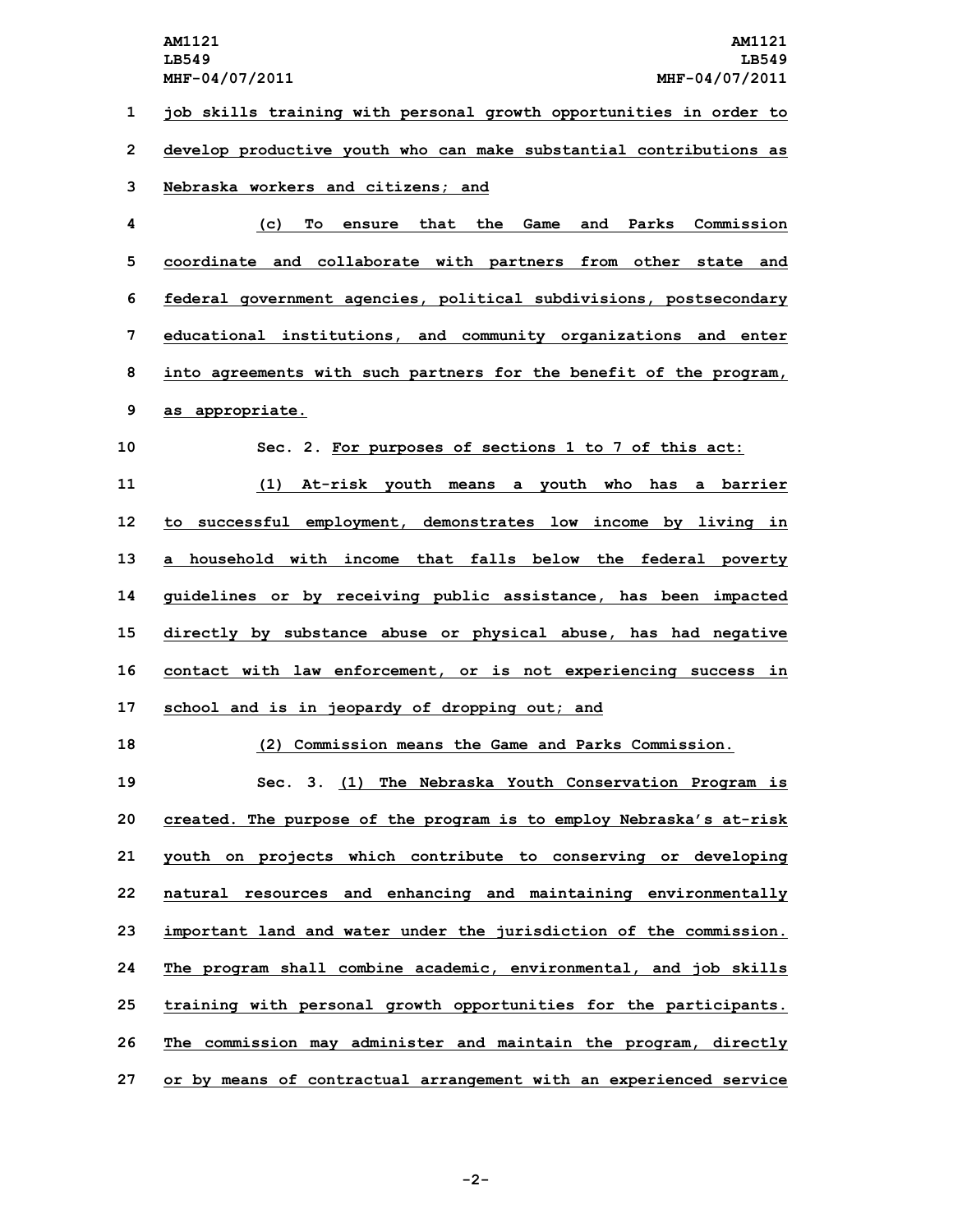job skills training with personal growth opportunities in order to develop productive youth who can make substantial contributions as Nebraska workers and citizens; and

(c) To ensure that the Game and Parks Commission coordinate and collaborate with partners from other state and federal government agencies, political subdivisions, postsecondary educational institutions, and community organizations and enter into agreements with such partners for the benefit of the program, as appropriate.

Sec. 2. For purposes of sections 1 to 7 of this act:

(1) At-risk youth means a youth who has a barrier to successful employment, demonstrates low income by living in a household with income that falls below the federal poverty guidelines or by receiving public assistance, has been impacted directly by substance abuse or physical abuse, has had negative contact with law enforcement, or is not experiencing success in school and is in jeopardy of dropping out; and

(2) Commission means the Game and Parks Commission.

Sec. 3. (1) The Nebraska Youth Conservation Program is created. The purpose of the program is to employ Nebraska's at-risk youth on projects which contribute to conserving or developing natural resources and enhancing and maintaining environmentally important land and water under the jurisdiction of the commission. The program shall combine academic, environmental, and job skills training with personal growth opportunities for the participants. The commission may administer and maintain the program, directly or by means of contractual arrangement with an experienced service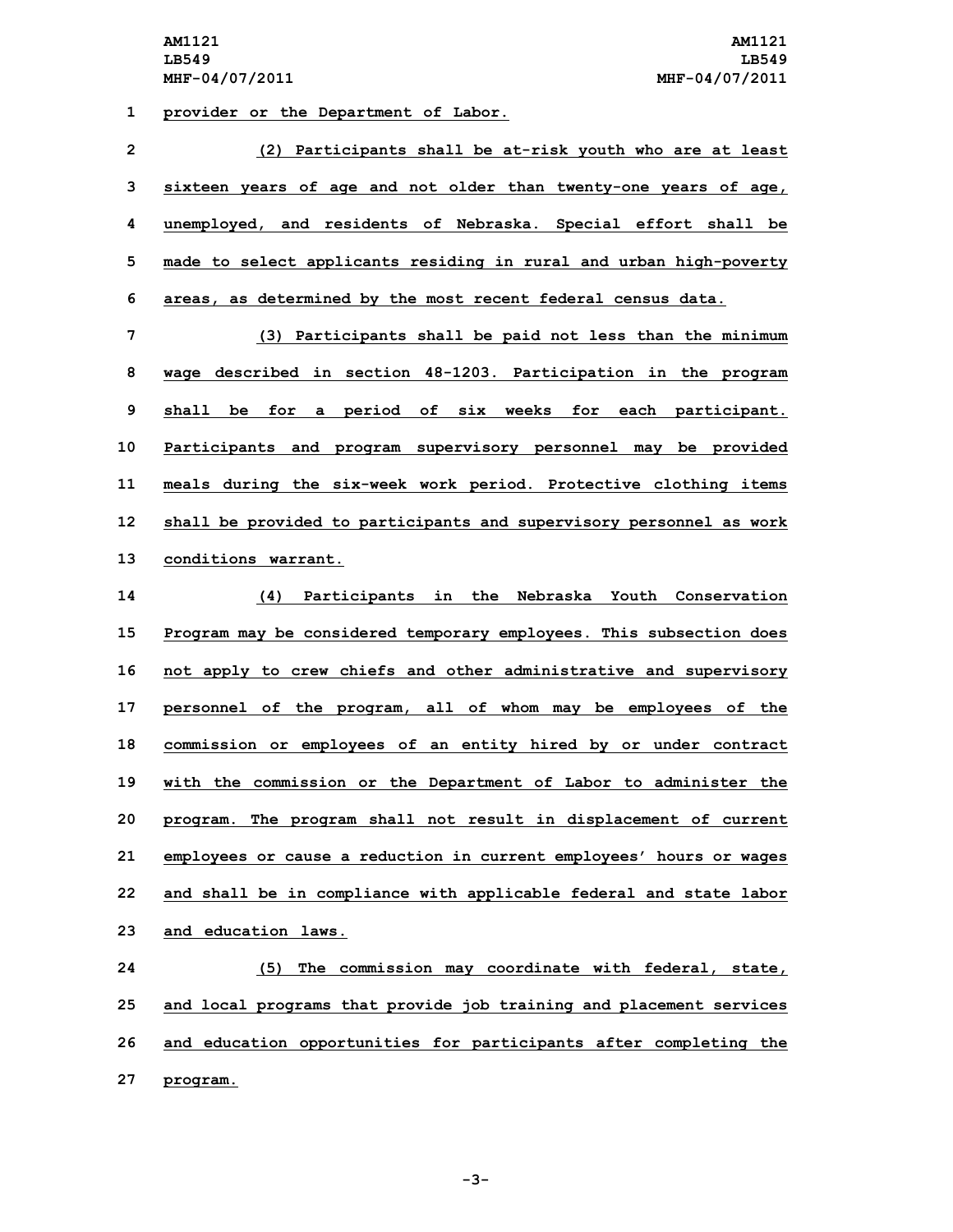provider or the Department of Labor.

(2) Participants shall be at-risk youth who are at least sixteen years of age and not older than twenty-one years of age, unemployed, and residents of Nebraska. Special effort shall be made to select applicants residing in rural and urban high-poverty areas, as determined by the most recent federal census data.

(3) Participants shall be paid not less than the minimum wage described in section 48-1203. Participation in the program shall be for a period of six weeks for each participant. Participants and program supervisory personnel may be provided meals during the six-week work period. Protective clothing items shall be provided to participants and supervisory personnel as work conditions warrant.

(4) Participants in the Nebraska Youth Conservation Program may be considered temporary employees. This subsection does not apply to crew chiefs and other administrative and supervisory personnel of the program, all of whom may be employees of the commission or employees of an entity hired by or under contract with the commission or the Department of Labor to administer the program. The program shall not result in displacement of current employees or cause a reduction in current employees' hours or wages and shall be in compliance with applicable federal and state labor and education laws.

(5) The commission may coordinate with federal, state, and local programs that provide job training and placement services and education opportunities for participants after completing the program.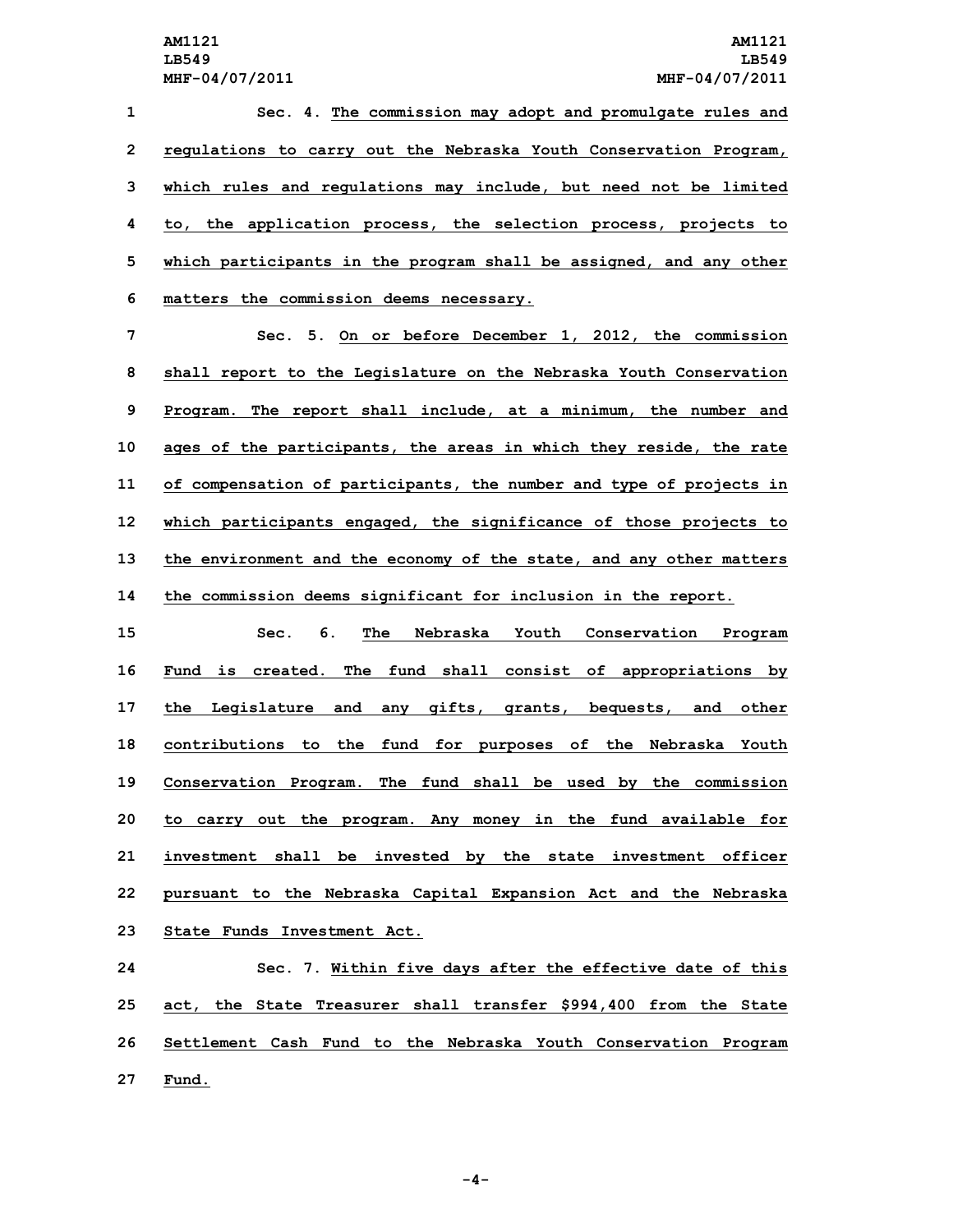Sec. 4. The commission may adopt and promulgate rules and regulations to carry out the Nebraska Youth Conservation Program, which rules and regulations may include, but need not be limited to, the application process, the selection process, projects to which participants in the program shall be assigned, and any other matters the commission deems necessary.

Sec. 5. On or before December 1, 2012, the commission shall report to the Legislature on the Nebraska Youth Conservation Program. The report shall include, at a minimum, the number and ages of the participants, the areas in which they reside, the rate of compensation of participants, the number and type of projects in which participants engaged, the significance of those projects to the environment and the economy of the state, and any other matters the commission deems significant for inclusion in the report.

Sec. 6. The Nebraska Youth Conservation Program Fund is created. The fund shall consist of appropriations by the Legislature and any gifts, grants, bequests, and other contributions to the fund for purposes of the Nebraska Youth Conservation Program. The fund shall be used by the commission to carry out the program. Any money in the fund available for investment shall be invested by the state investment officer pursuant to the Nebraska Capital Expansion Act and the Nebraska State Funds Investment Act.

Sec. 7. Within five days after the effective date of this act, the State Treasurer shall transfer $994,400 from the State Settlement Cash Fund to the Nebraska Youth Conservation Program Fund.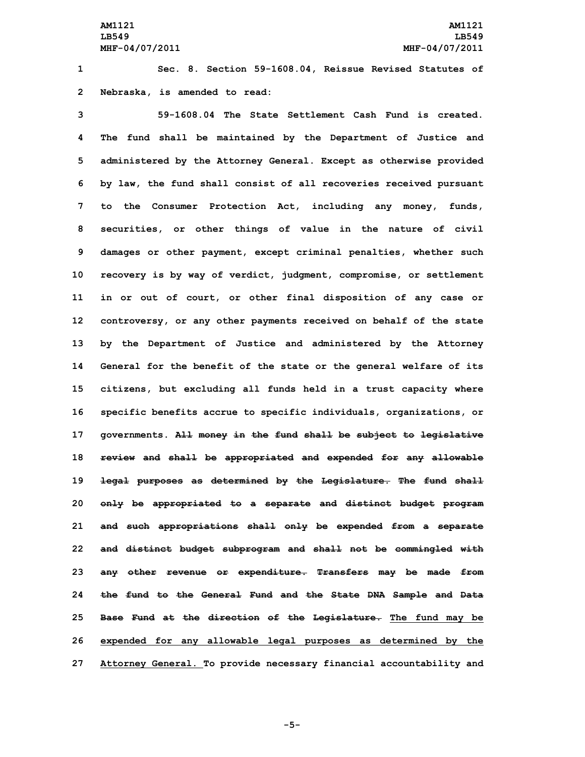Sec. 8. Section 59-1608.04, Reissue Revised Statutes of Nebraska, is amended to read:

59-1608.04 The State Settlement Cash Fund is created. The fund shall be maintained by the Department of Justice and administered by the Attorney General. Except as otherwise provided by law, the fund shall consist of all recoveries received pursuant to the Consumer Protection Act, including any money, funds, securities, or other things of value in the nature of civil damages or other payment, except criminal penalties, whether such recovery is by way of verdict, judgment, compromise, or settlement in or out of court, or other final disposition of any case or controversy, or any other payments received on behalf of the state by the Department of Justice and administered by the Attorney General for the benefit of the state or the general welfare of its citizens, but excluding all funds held in a trust capacity where specific benefits accrue to specific individuals, organizations, or governments. ~~All money in the fund shall be subject to legislative review and shall be appropriated and expended for any allowable legal purposes as determined by the Legislature. The fund shall only be appropriated to a separate and distinct budget program and such appropriations shall only be expended from a separate and distinct budget subprogram and shall not be commingled with any other revenue or expenditure. Transfers may be made from the fund to the General Fund and the State DNA Sample and Data Base Fund at the direction of the Legislature.~~ <u>The fund may be expended for any allowable legal purposes as determined by the Attorney General.</u> To provide necessary financial accountability and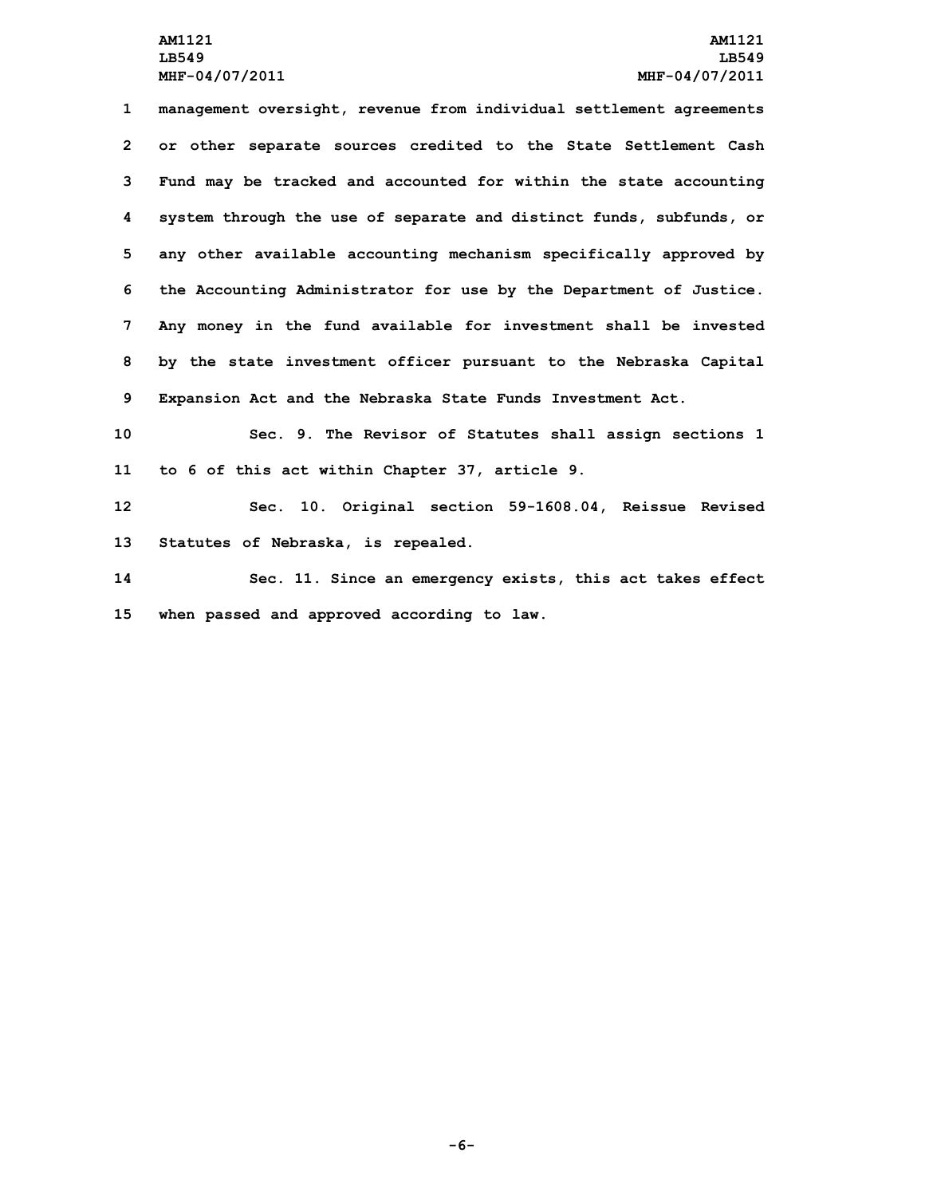management oversight, revenue from individual settlement agreements or other separate sources credited to the State Settlement Cash Fund may be tracked and accounted for within the state accounting system through the use of separate and distinct funds, subfunds, or any other available accounting mechanism specifically approved by the Accounting Administrator for use by the Department of Justice. Any money in the fund available for investment shall be invested by the state investment officer pursuant to the Nebraska Capital Expansion Act and the Nebraska State Funds Investment Act.

Sec. 9. The Revisor of Statutes shall assign sections 1 to 6 of this act within Chapter 37, article 9.

Sec. 10. Original section 59-1608.04, Reissue Revised Statutes of Nebraska, is repealed.

Sec. 11. Since an emergency exists, this act takes effect when passed and approved according to law.